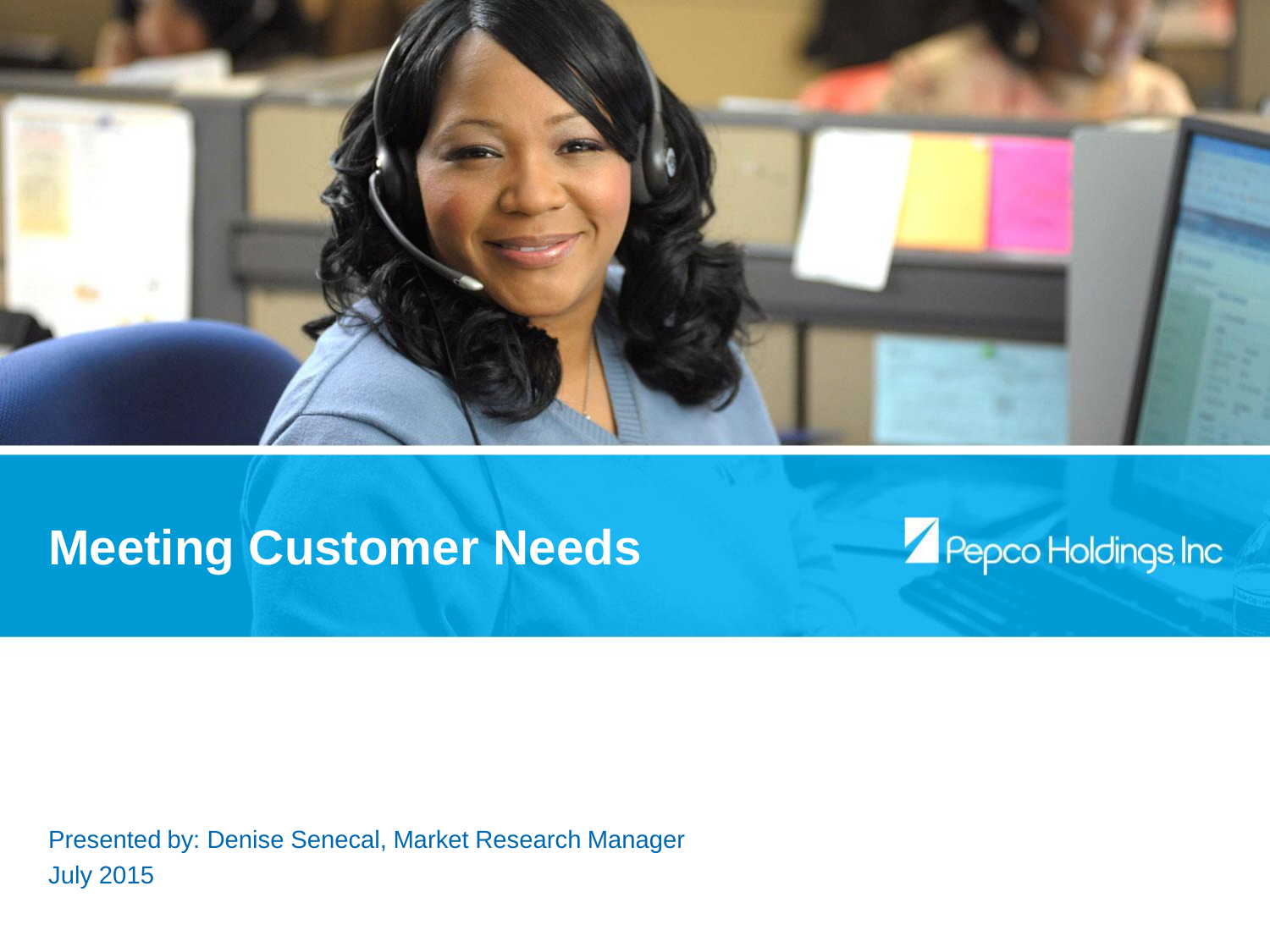# Meeting Customer Needs

Pepco Holdings Inc

Presented by: Denise Senecal, Market Research Manager
July 2015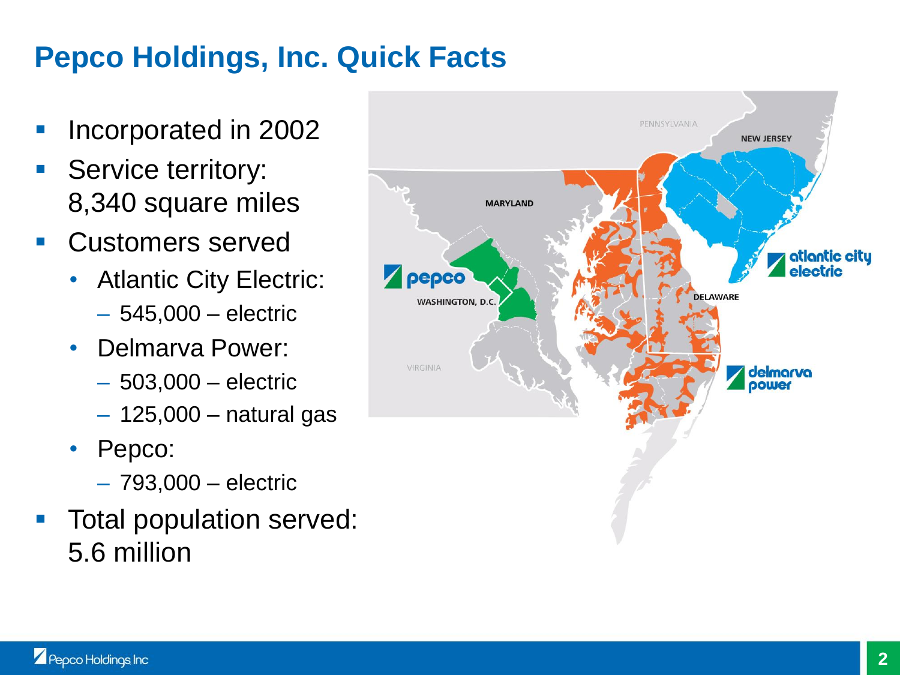# Pepco Holdings, Inc. Quick Facts

- Incorporated in 2002
- Service territory: 8,340 square miles
- Customers served
  - Atlantic City Electric:
    - 545,000 – electric
  - Delmarva Power:
    - 503,000 – electric
    - 125,000 – natural gas
  - Pepco:
    - 793,000 – electric
- Total population served: 5.6 million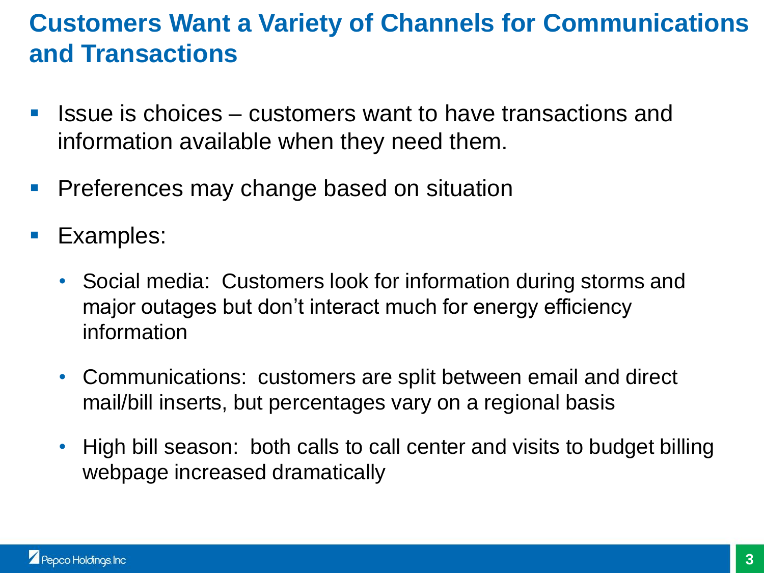# Customers Want a Variety of Channels for Communications and Transactions

- Issue is choices – customers want to have transactions and information available when they need them.
- Preferences may change based on situation
- Examples:
  - Social media: Customers look for information during storms and major outages but don't interact much for energy efficiency information
  - Communications: customers are split between email and direct mail/bill inserts, but percentages vary on a regional basis
  - High bill season: both calls to call center and visits to budget billing webpage increased dramatically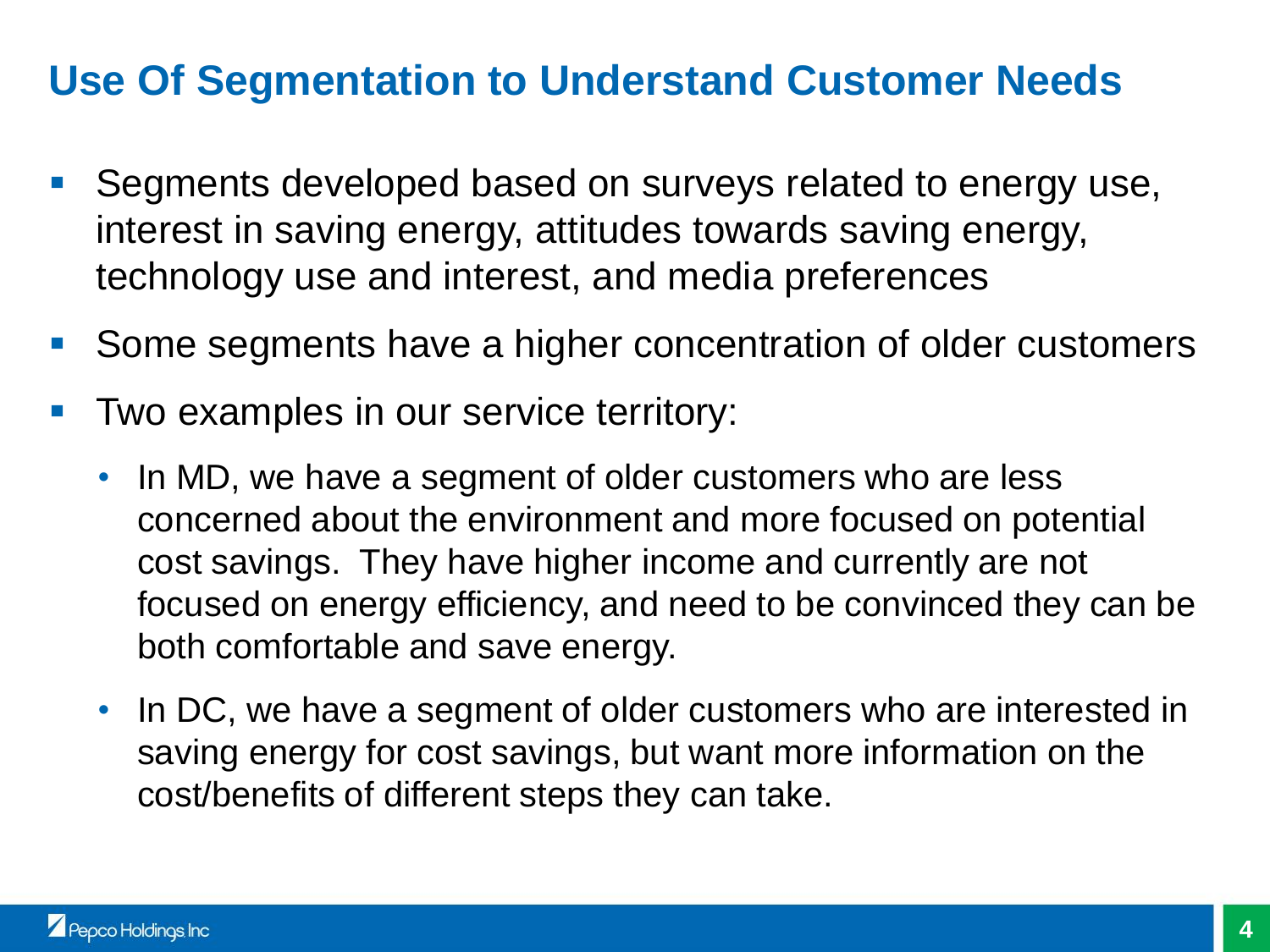# Use Of Segmentation to Understand Customer Needs

- Segments developed based on surveys related to energy use, interest in saving energy, attitudes towards saving energy, technology use and interest, and media preferences
- Some segments have a higher concentration of older customers
- Two examples in our service territory:
  - In MD, we have a segment of older customers who are less concerned about the environment and more focused on potential cost savings. They have higher income and currently are not focused on energy efficiency, and need to be convinced they can be both comfortable and save energy.
  - In DC, we have a segment of older customers who are interested in saving energy for cost savings, but want more information on the cost/benefits of different steps they can take.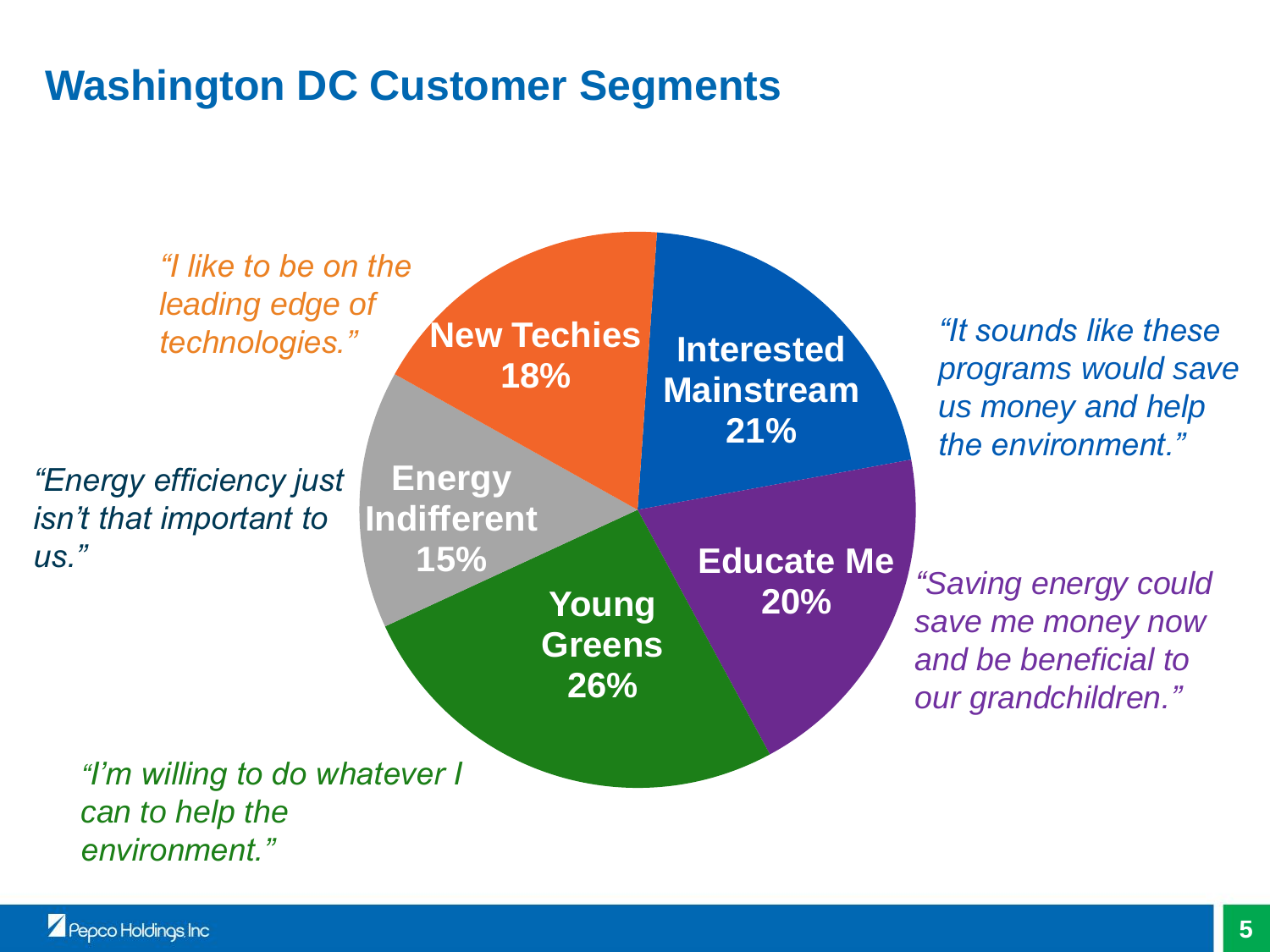# Washington DC Customer Segments

**New Techies 18%**

*"I like to be on the leading edge of technologies."*

**Interested Mainstream 21%**

*"It sounds like these programs would save us money and help the environment."*

**Educate Me 20%**

*"Saving energy could save me money now and be beneficial to our grandchildren."*

**Young Greens 26%**

*"I'm willing to do whatever I can to help the environment."*

**Energy Indifferent 15%**

*"Energy efficiency just isn't that important to us."*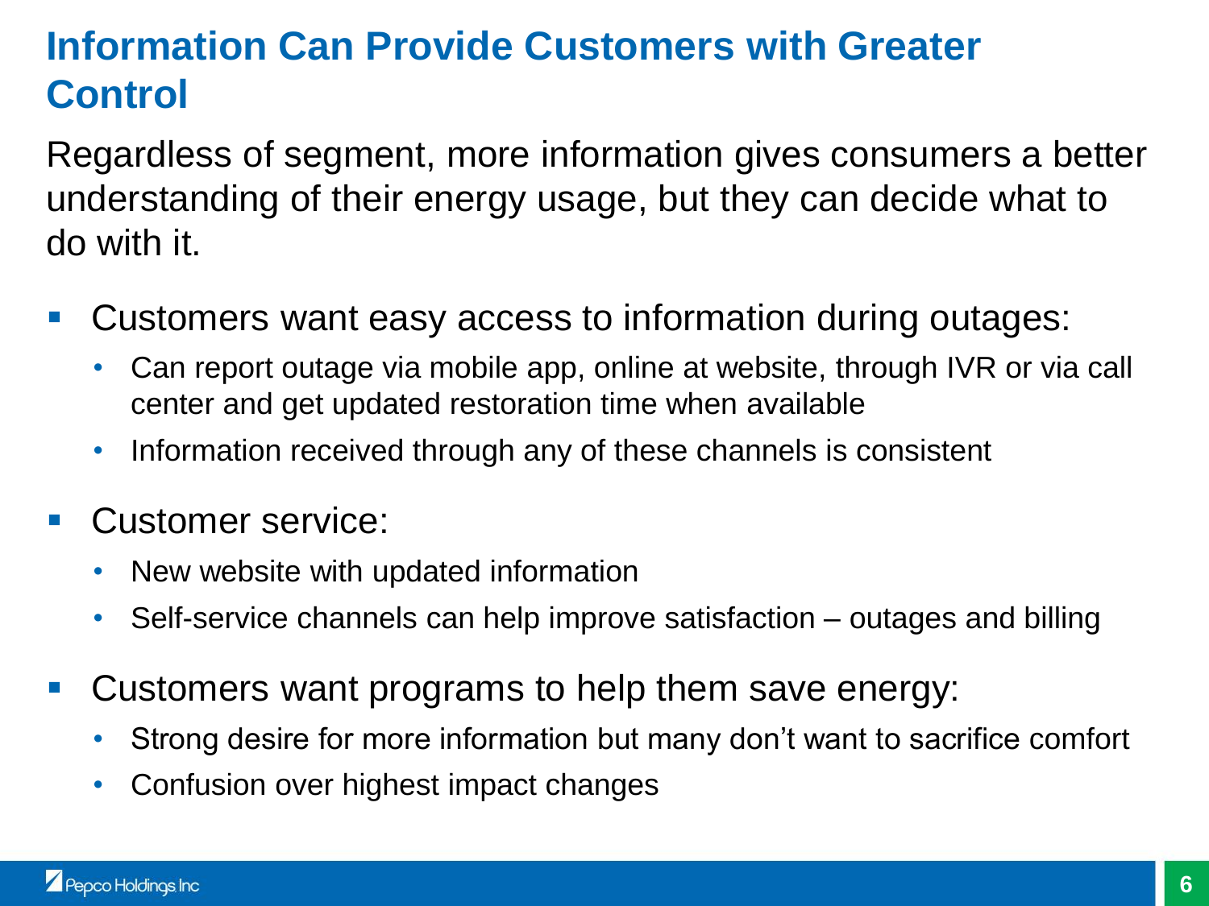# Information Can Provide Customers with Greater Control

Regardless of segment, more information gives consumers a better understanding of their energy usage, but they can decide what to do with it.

- Customers want easy access to information during outages:
  - Can report outage via mobile app, online at website, through IVR or via call center and get updated restoration time when available
  - Information received through any of these channels is consistent
- Customer service:
  - New website with updated information
  - Self-service channels can help improve satisfaction – outages and billing
- Customers want programs to help them save energy:
  - Strong desire for more information but many don't want to sacrifice comfort
  - Confusion over highest impact changes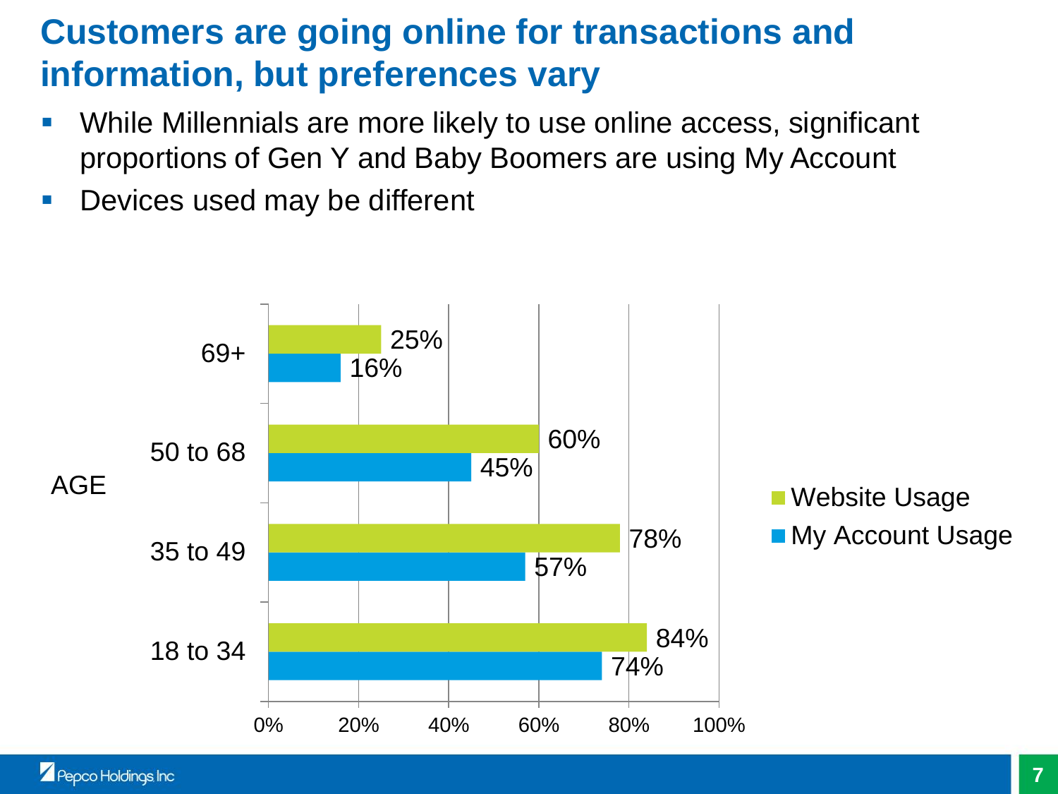# Customers are going online for transactions and information, but preferences vary

- While Millennials are more likely to use online access, significant proportions of Gen Y and Baby Boomers are using My Account
- Devices used may be different

| AGE | Website Usage | My Account Usage |
|---|---|---|
| 69+ | 25% | 16% |
| 50 to 68 | 60% | 45% |
| 35 to 49 | 78% | 57% |
| 18 to 34 | 84% | 74% |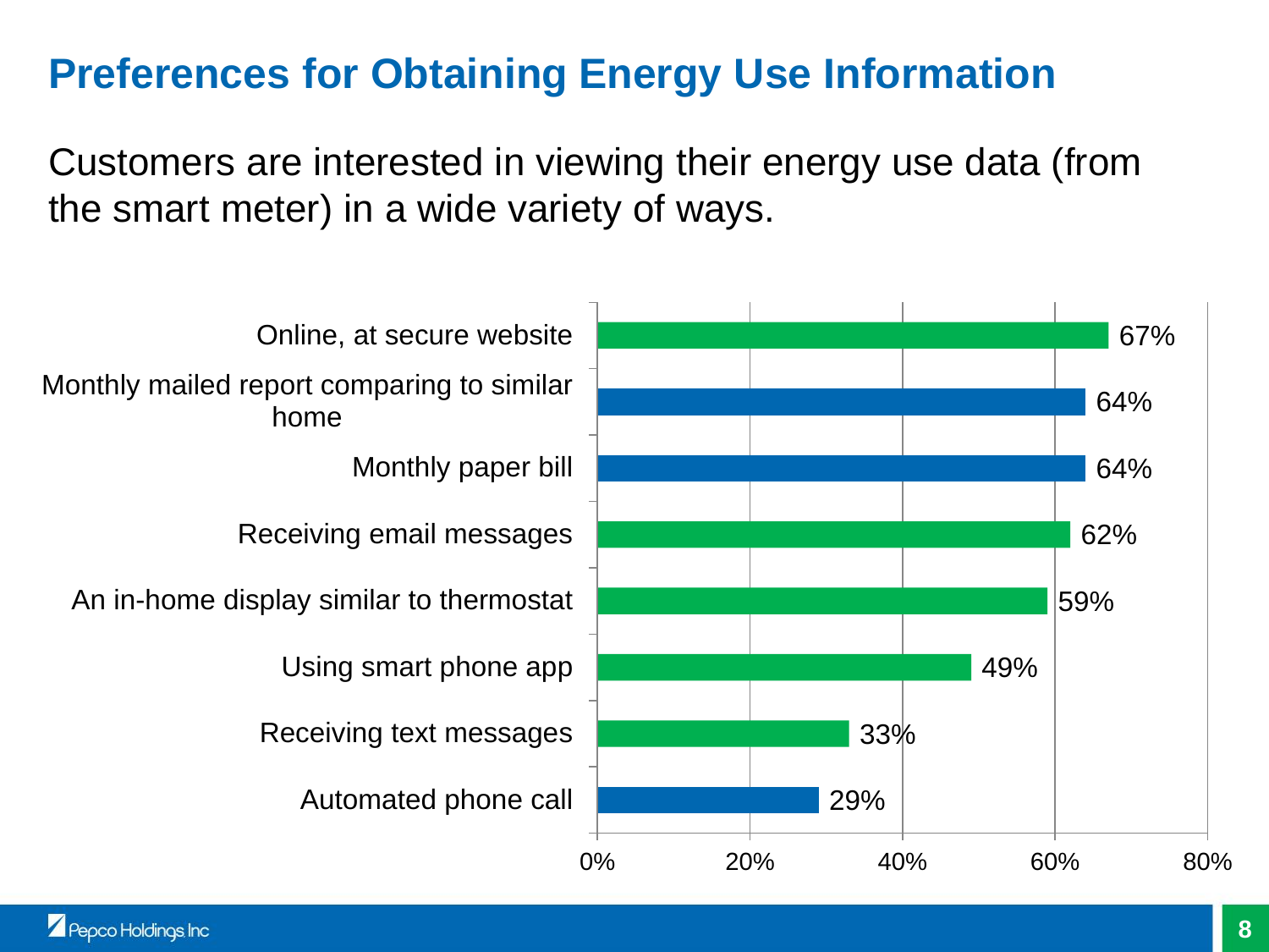# Preferences for Obtaining Energy Use Information

Customers are interested in viewing their energy use data (from the smart meter) in a wide variety of ways.

| Method | Percentage |
| --- | --- |
| Online, at secure website | 67% |
| Monthly mailed report comparing to similar home | 64% |
| Monthly paper bill | 64% |
| Receiving email messages | 62% |
| An in-home display similar to thermostat | 59% |
| Using smart phone app | 49% |
| Receiving text messages | 33% |
| Automated phone call | 29% |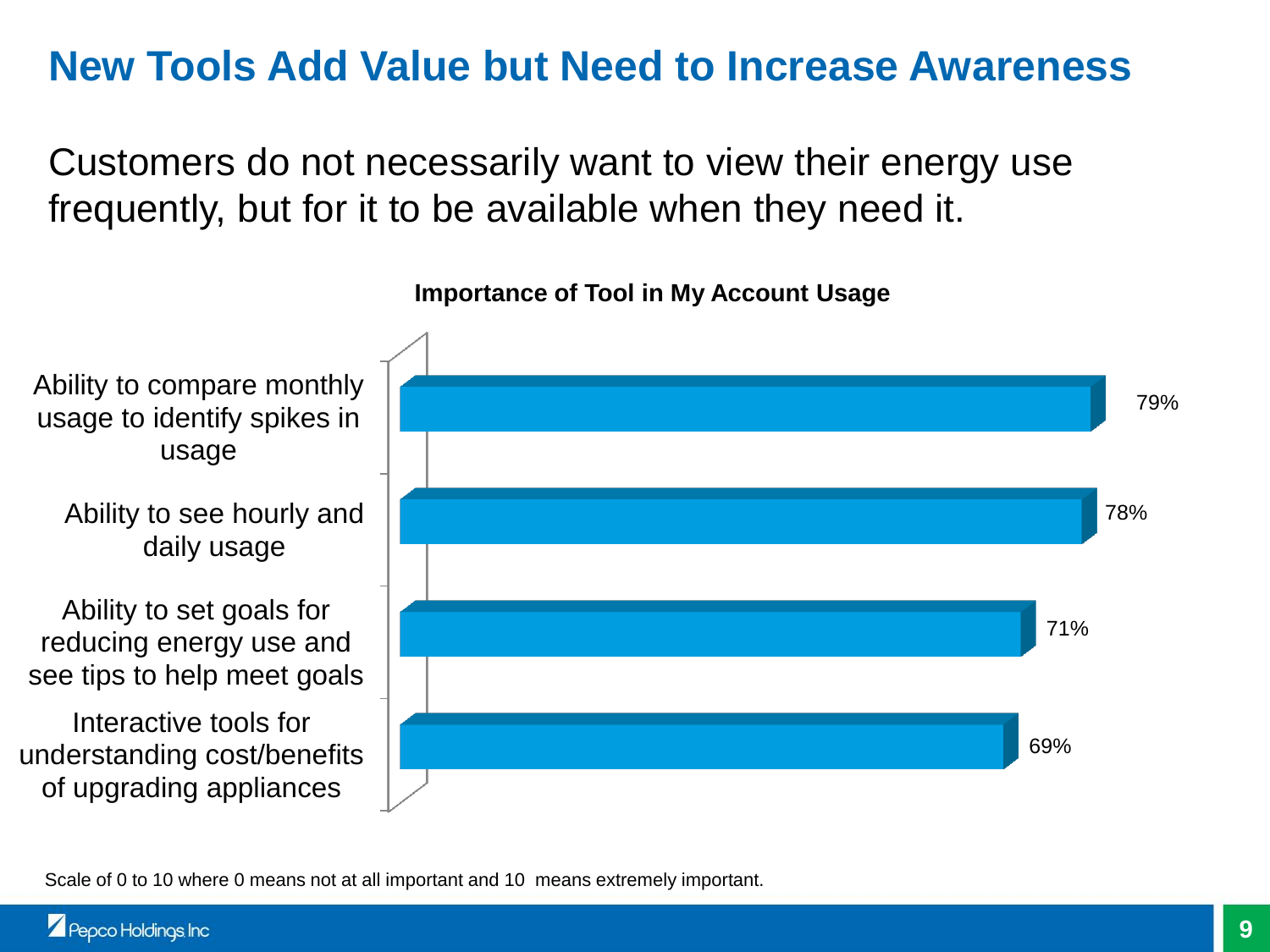# New Tools Add Value but Need to Increase Awareness

Customers do not necessarily want to view their energy use frequently, but for it to be available when they need it.

**Importance of Tool in My Account Usage**

| Tool | Importance |
| --- | --- |
| Ability to compare monthly usage to identify spikes in usage | 79% |
| Ability to see hourly and daily usage | 78% |
| Ability to set goals for reducing energy use and see tips to help meet goals | 71% |
| Interactive tools for understanding cost/benefits of upgrading appliances | 69% |

Scale of 0 to 10 where 0 means not at all important and 10 means extremely important.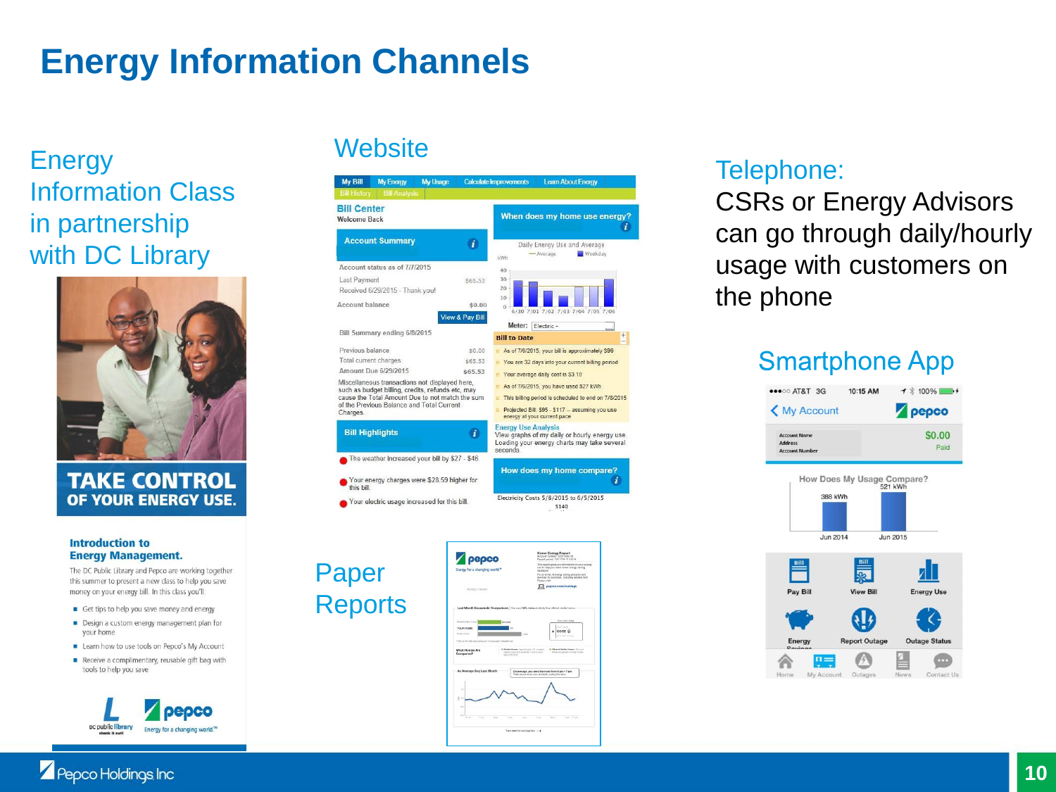# Energy Information Channels

## Energy Information Class in partnership with DC Library

TAKE CONTROL OF YOUR ENERGY USE.

**Introduction to Energy Management.**

The DC Public Library and Pepco are working together this summer to present a new class to help you save money on your energy bill. In this class you'll:

- Get tips to help you save money and energy
- Design a custom energy management plan for your home
- Learn how to use tools on Pepco's My Account
- Receive a complimentary, reusable gift bag with tools to help you save

## Website

## Paper Reports

## Telephone:

CSRs or Energy Advisors can go through daily/hourly usage with customers on the phone

## Smartphone App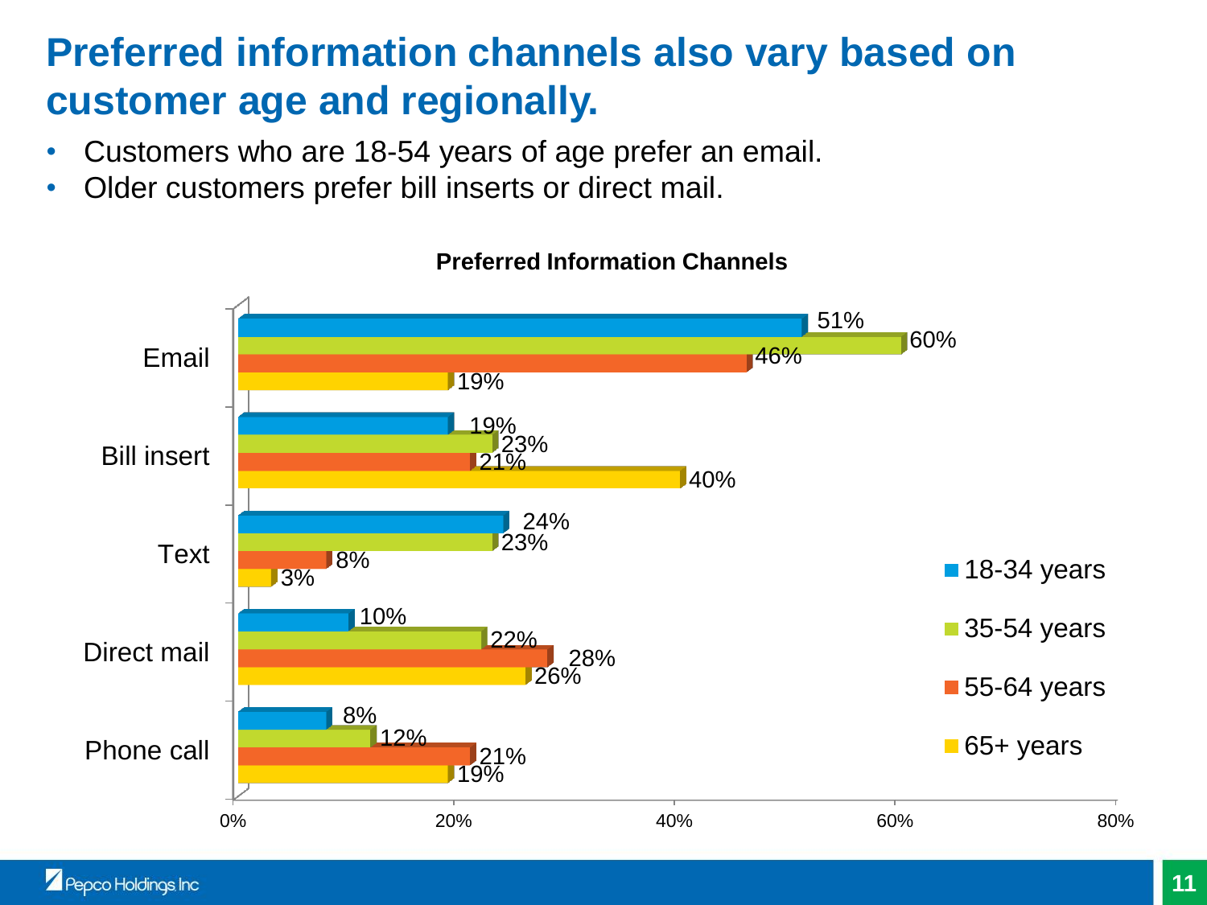# Preferred information channels also vary based on customer age and regionally.

- Customers who are 18-54 years of age prefer an email.
- Older customers prefer bill inserts or direct mail.

**Preferred Information Channels**

| Channel | 18-34 years | 35-54 years | 55-64 years | 65+ years |
|---|---|---|---|---|
| Email | 51% | 60% | 46% | 19% |
| Bill insert | 19% | 23% | 21% | 40% |
| Text | 24% | 23% | 8% | 3% |
| Direct mail | 10% | 22% | 28% | 26% |
| Phone call | 8% | 12% | 21% | 19% |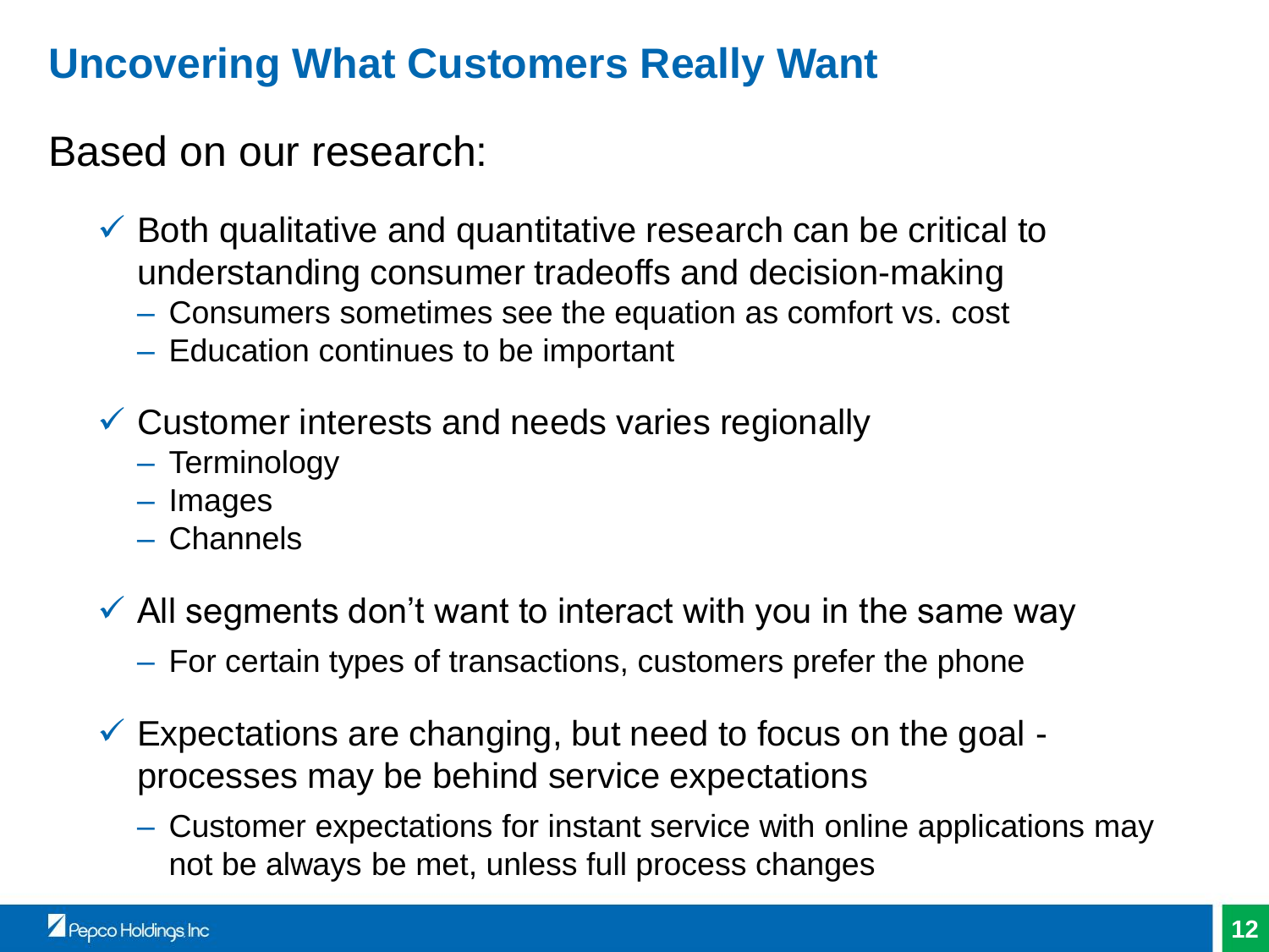## Uncovering What Customers Really Want

Based on our research:

- ✓ Both qualitative and quantitative research can be critical to understanding consumer tradeoffs and decision-making
  - Consumers sometimes see the equation as comfort vs. cost
  - Education continues to be important
- ✓ Customer interests and needs varies regionally
  - Terminology
  - Images
  - Channels
- ✓ All segments don't want to interact with you in the same way
  - For certain types of transactions, customers prefer the phone
- ✓ Expectations are changing, but need to focus on the goal - processes may be behind service expectations
  - Customer expectations for instant service with online applications may not be always be met, unless full process changes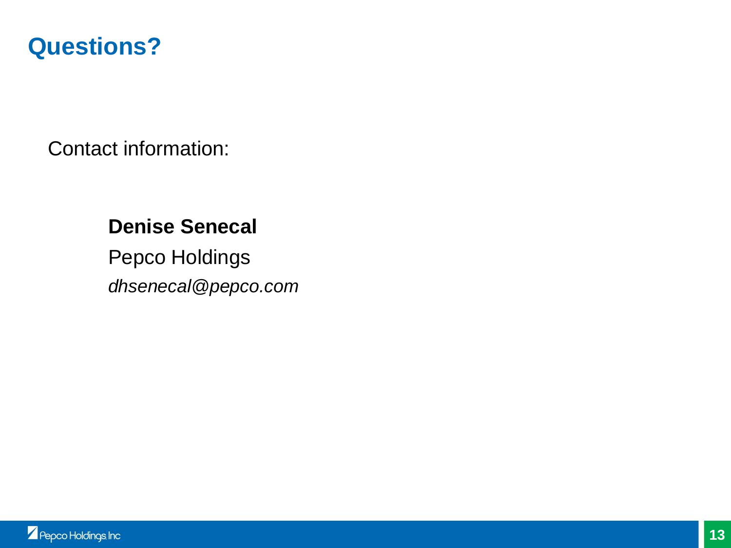# Questions?

Contact information:

**Denise Senecal**

Pepco Holdings

*dhsenecal@pepco.com*